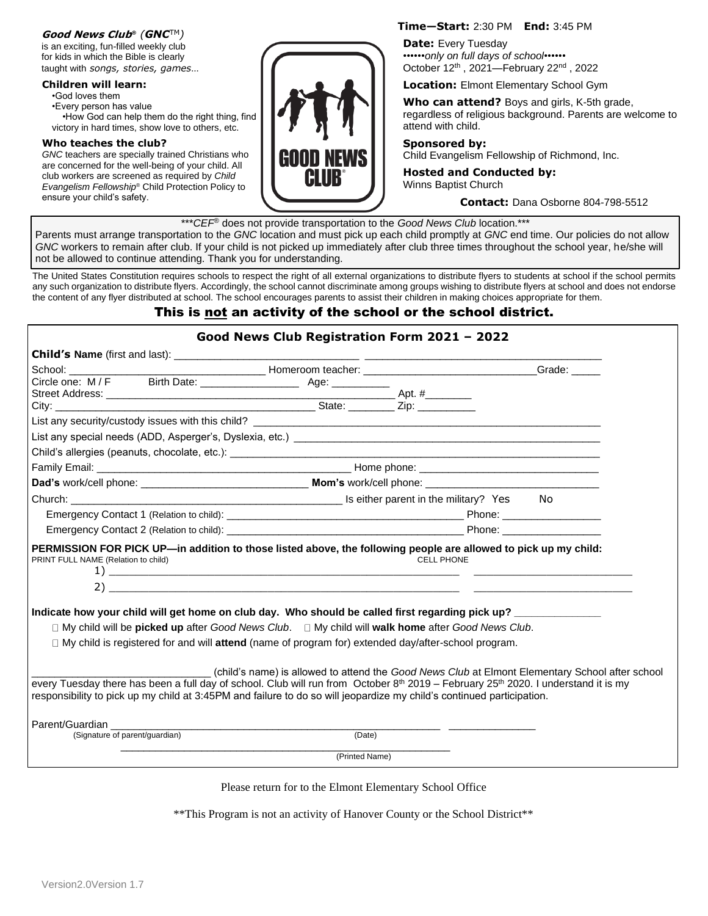**_Good News Club_® (_GNC_™)**
is an exciting, fun-filled weekly club for kids in which the Bible is clearly taught with *songs, stories, games*…

**Children will learn:**

- God loves them
- Every person has value
- How God can help them do the right thing, find victory in hard times, show love to others, etc.

**Who teaches the club?**
*GNC* teachers are specially trained Christians who are concerned for the well-being of your child. All club workers are screened as required by *Child Evangelism Fellowship*® Child Protection Policy to ensure your child's safety.

**Time—Start:** 2:30 PM **End:** 3:45 PM

**Date:** Every Tuesday
••••••*only on full days of school*••••••
October 12th , 2021—February 22nd , 2022

**Location:** Elmont Elementary School Gym

**Who can attend?** Boys and girls, K-5th grade, regardless of religious background. Parents are welcome to attend with child.

**Sponsored by:**
Child Evangelism Fellowship of Richmond, Inc.

**Hosted and Conducted by:**
Winns Baptist Church

**Contact:** Dana Osborne 804-798-5512

\*\*\**CEF*® does not provide transportation to the *Good News Club* location.\*\*\*
Parents must arrange transportation to the *GNC* location and must pick up each child promptly at *GNC* end time. Our policies do not allow *GNC* workers to remain after club. If your child is not picked up immediately after club three times throughout the school year, he/she will not be allowed to continue attending. Thank you for understanding.

The United States Constitution requires schools to respect the right of all external organizations to distribute flyers to students at school if the school permits any such organization to distribute flyers. Accordingly, the school cannot discriminate among groups wishing to distribute flyers at school and does not endorse the content of any flyer distributed at school. The school encourages parents to assist their children in making choices appropriate for them.

## This is <u>not</u> an activity of the school or the school district.

### Good News Club Registration Form 2021 – 2022

**Child's Name** (first and last): ______________________________ ______________________________________

School: ________________________________ Homeroom teacher: ____________________________Grade: _____

Circle one: M / F Birth Date: ________________ Age: _________

Street Address: ____________________________________________________ Apt. #________

City: ________________________________________ State: ________ Zip: _________

List any security/custody issues with this child? ____________________________________________________________

List any special needs (ADD, Asperger's, Dyslexia, etc.) ____________________________________________________

Child's allergies (peanuts, chocolate, etc.): ____________________________________________________________

Family Email: ___________________________________________ Home phone: ______________________________

**Dad's** work/cell phone: ____________________________ **Mom's** work/cell phone: ____________________________

Church: ________________________________________________ Is either parent in the military? Yes No

Emergency Contact 1 (Relation to child): ________________________________________ Phone: ________________

Emergency Contact 2 (Relation to child): ________________________________________ Phone: ________________

**PERMISSION FOR PICK UP—in addition to those listed above, the following people are allowed to pick up my child:**

PRINT FULL NAME (Relation to child) CELL PHONE

1) ____________________________________________________________ ___________________________

2) ____________________________________________________________ ___________________________

**Indicate how your child will get home on club day. Who should be called first regarding pick up?** ______________

☐ My child will be **picked up** after *Good News Club*. ☐ My child will **walk home** after *Good News Club*.

☐ My child is registered for and will **attend** (name of program for) extended day/after-school program.

_______________________________ (child's name) is allowed to attend the *Good News Club* at Elmont Elementary School after school every Tuesday there has been a full day of school. Club will run from October 8th 2019 – February 25th 2020. I understand it is my responsibility to pick up my child at 3:45PM and failure to do so will jeopardize my child's continued participation.

Parent/Guardian ________________________________________________________ _______________
(Signature of parent/guardian) (Date)

________________________________________________________
(Printed Name)

Please return for to the Elmont Elementary School Office

\*\*This Program is not an activity of Hanover County or the School District\*\*

Version2.0Version 1.7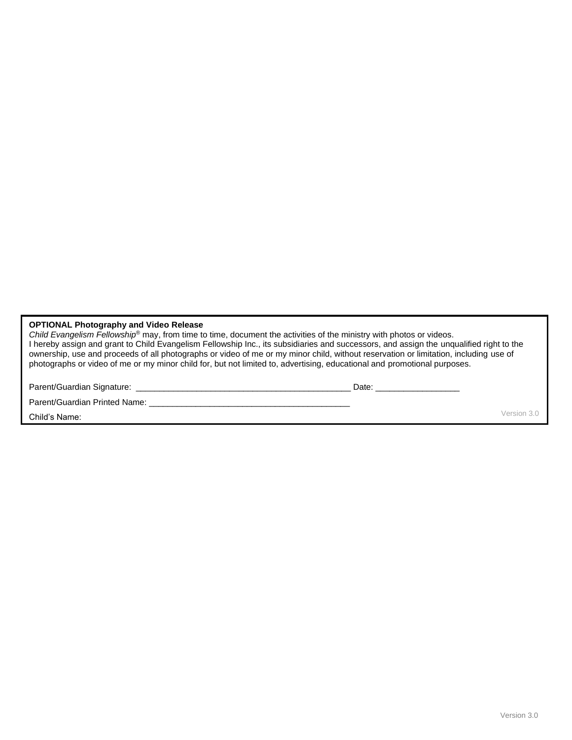**OPTIONAL Photography and Video Release**

*Child Evangelism Fellowship®* may, from time to time, document the activities of the ministry with photos or videos.
I hereby assign and grant to Child Evangelism Fellowship Inc., its subsidiaries and successors, and assign the unqualified right to the ownership, use and proceeds of all photographs or video of me or my minor child, without reservation or limitation, including use of photographs or video of me or my minor child for, but not limited to, advertising, educational and promotional purposes.

Parent/Guardian Signature: _______________________________________________ Date: __________________

Parent/Guardian Printed Name: ____________________________________________

Child's Name:

Version 3.0